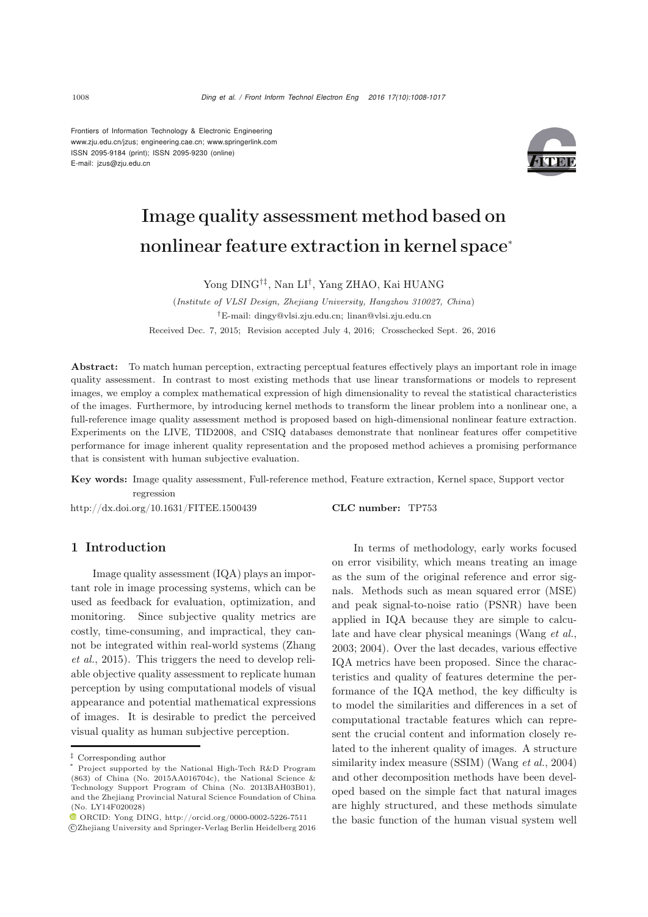Frontiers of Information Technology & Electronic Engineering
www.zju.edu.cn/jzus; engineering.cae.cn; www.springerlink.com
ISSN 2095-9184 (print); ISSN 2095-9230 (online)
E-mail: jzus@zju.edu.cn

# Image quality assessment method based on nonlinear feature extraction in kernel space*

Yong DING[†‡], Nan LI[†], Yang ZHAO, Kai HUANG

(*Institute of VLSI Design, Zhejiang University, Hangzhou 310027, China*)

[†]E-mail: dingy@vlsi.zju.edu.cn; linan@vlsi.zju.edu.cn

Received Dec. 7, 2015; Revision accepted July 4, 2016; Crosschecked Sept. 26, 2016

**Abstract:** To match human perception, extracting perceptual features effectively plays an important role in image quality assessment. In contrast to most existing methods that use linear transformations or models to represent images, we employ a complex mathematical expression of high dimensionality to reveal the statistical characteristics of the images. Furthermore, by introducing kernel methods to transform the linear problem into a nonlinear one, a full-reference image quality assessment method is proposed based on high-dimensional nonlinear feature extraction. Experiments on the LIVE, TID2008, and CSIQ databases demonstrate that nonlinear features offer competitive performance for image inherent quality representation and the proposed method achieves a promising performance that is consistent with human subjective evaluation.

**Key words:** Image quality assessment, Full-reference method, Feature extraction, Kernel space, Support vector regression

http://dx.doi.org/10.1631/FITEE.1500439 **CLC number:** TP753

## 1 Introduction

Image quality assessment (IQA) plays an important role in image processing systems, which can be used as feedback for evaluation, optimization, and monitoring. Since subjective quality metrics are costly, time-consuming, and impractical, they cannot be integrated within real-world systems (Zhang *et al.*, 2015). This triggers the need to develop reliable objective quality assessment to replicate human perception by using computational models of visual appearance and potential mathematical expressions of images. It is desirable to predict the perceived visual quality as human subjective perception.

In terms of methodology, early works focused on error visibility, which means treating an image as the sum of the original reference and error signals. Methods such as mean squared error (MSE) and peak signal-to-noise ratio (PSNR) have been applied in IQA because they are simple to calculate and have clear physical meanings (Wang *et al.*, 2003; 2004). Over the last decades, various effective IQA metrics have been proposed. Since the characteristics and quality of features determine the performance of the IQA method, the key difficulty is to model the similarities and differences in a set of computational tractable features which can represent the crucial content and information closely related to the inherent quality of images. A structure similarity index measure (SSIM) (Wang *et al.*, 2004) and other decomposition methods have been developed based on the simple fact that natural images are highly structured, and these methods simulate the basic function of the human visual system well

---

‡ Corresponding author

\* Project supported by the National High-Tech R&D Program (863) of China (No. 2015AA016704c), the National Science & Technology Support Program of China (No. 2013BAH03B01), and the Zhejiang Provincial Natural Science Foundation of China (No. LY14F020028)

ORCID: Yong DING, http://orcid.org/0000-0002-5226-7511

©Zhejiang University and Springer-Verlag Berlin Heidelberg 2016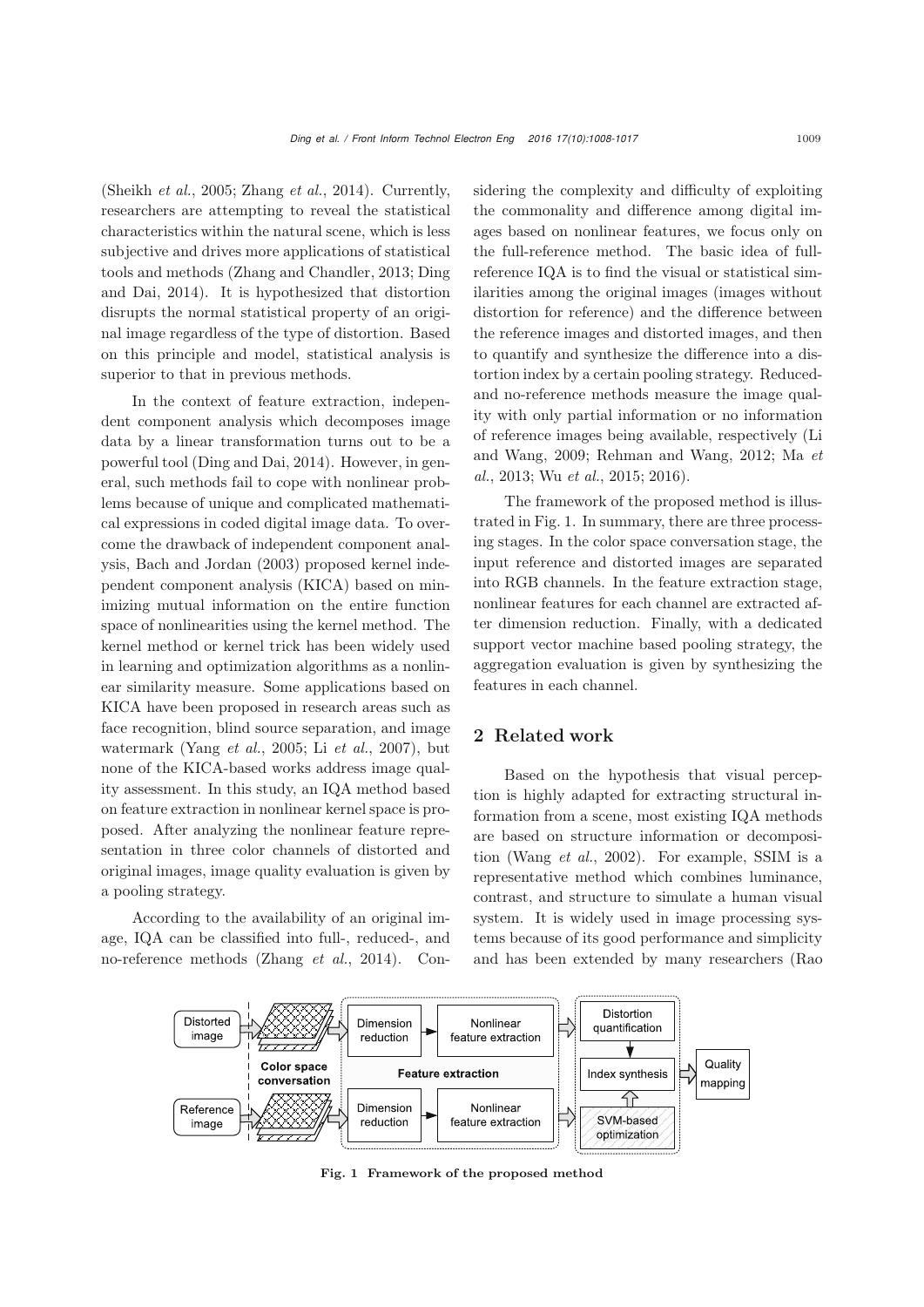(Sheikh *et al.*, 2005; Zhang *et al.*, 2014). Currently, researchers are attempting to reveal the statistical characteristics within the natural scene, which is less subjective and drives more applications of statistical tools and methods (Zhang and Chandler, 2013; Ding and Dai, 2014). It is hypothesized that distortion disrupts the normal statistical property of an original image regardless of the type of distortion. Based on this principle and model, statistical analysis is superior to that in previous methods.

In the context of feature extraction, independent component analysis which decomposes image data by a linear transformation turns out to be a powerful tool (Ding and Dai, 2014). However, in general, such methods fail to cope with nonlinear problems because of unique and complicated mathematical expressions in coded digital image data. To overcome the drawback of independent component analysis, Bach and Jordan (2003) proposed kernel independent component analysis (KICA) based on minimizing mutual information on the entire function space of nonlinearities using the kernel method. The kernel method or kernel trick has been widely used in learning and optimization algorithms as a nonlinear similarity measure. Some applications based on KICA have been proposed in research areas such as face recognition, blind source separation, and image watermark (Yang *et al.*, 2005; Li *et al.*, 2007), but none of the KICA-based works address image quality assessment. In this study, an IQA method based on feature extraction in nonlinear kernel space is proposed. After analyzing the nonlinear feature representation in three color channels of distorted and original images, image quality evaluation is given by a pooling strategy.

According to the availability of an original image, IQA can be classified into full-, reduced-, and no-reference methods (Zhang *et al.*, 2014). Considering the complexity and difficulty of exploiting the commonality and difference among digital images based on nonlinear features, we focus only on the full-reference method. The basic idea of full-reference IQA is to find the visual or statistical similarities among the original images (images without distortion for reference) and the difference between the reference images and distorted images, and then to quantify and synthesize the difference into a distortion index by a certain pooling strategy. Reduced- and no-reference methods measure the image quality with only partial information or no information of reference images being available, respectively (Li and Wang, 2009; Rehman and Wang, 2012; Ma *et al.*, 2013; Wu *et al.*, 2015; 2016).

The framework of the proposed method is illustrated in Fig. 1. In summary, there are three processing stages. In the color space conversation stage, the input reference and distorted images are separated into RGB channels. In the feature extraction stage, nonlinear features for each channel are extracted after dimension reduction. Finally, with a dedicated support vector machine based pooling strategy, the aggregation evaluation is given by synthesizing the features in each channel.

## 2 Related work

Based on the hypothesis that visual perception is highly adapted for extracting structural information from a scene, most existing IQA methods are based on structure information or decomposition (Wang *et al.*, 2002). For example, SSIM is a representative method which combines luminance, contrast, and structure to simulate a human visual system. It is widely used in image processing systems because of its good performance and simplicity and has been extended by many researchers (Rao

**Fig. 1 Framework of the proposed method**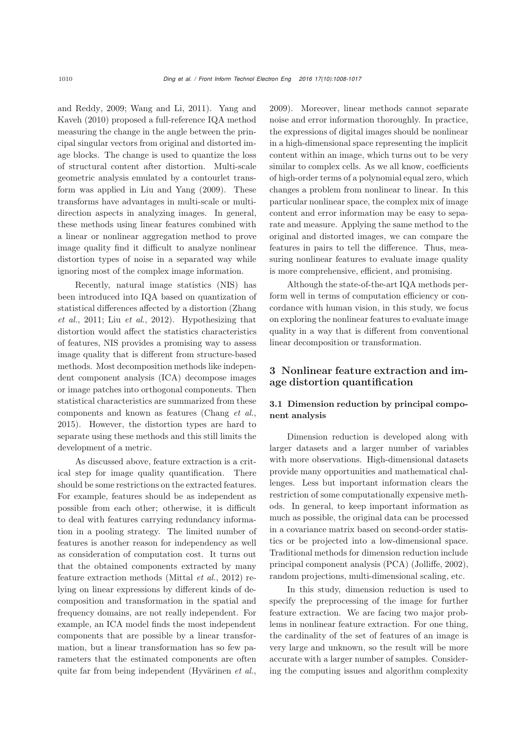and Reddy, 2009; Wang and Li, 2011). Yang and Kaveh (2010) proposed a full-reference IQA method measuring the change in the angle between the principal singular vectors from original and distorted image blocks. The change is used to quantize the loss of structural content after distortion. Multi-scale geometric analysis emulated by a contourlet transform was applied in Liu and Yang (2009). These transforms have advantages in multi-scale or multi-direction aspects in analyzing images. In general, these methods using linear features combined with a linear or nonlinear aggregation method to prove image quality find it difficult to analyze nonlinear distortion types of noise in a separated way while ignoring most of the complex image information.

Recently, natural image statistics (NIS) has been introduced into IQA based on quantization of statistical differences affected by a distortion (Zhang *et al.*, 2011; Liu *et al.*, 2012). Hypothesizing that distortion would affect the statistics characteristics of features, NIS provides a promising way to assess image quality that is different from structure-based methods. Most decomposition methods like independent component analysis (ICA) decompose images or image patches into orthogonal components. Then statistical characteristics are summarized from these components and known as features (Chang *et al.*, 2015). However, the distortion types are hard to separate using these methods and this still limits the development of a metric.

As discussed above, feature extraction is a critical step for image quality quantification. There should be some restrictions on the extracted features. For example, features should be as independent as possible from each other; otherwise, it is difficult to deal with features carrying redundancy information in a pooling strategy. The limited number of features is another reason for independency as well as consideration of computation cost. It turns out that the obtained components extracted by many feature extraction methods (Mittal *et al.*, 2012) relying on linear expressions by different kinds of decomposition and transformation in the spatial and frequency domains, are not really independent. For example, an ICA model finds the most independent components that are possible by a linear transformation, but a linear transformation has so few parameters that the estimated components are often quite far from being independent (Hyvärinen *et al.*, 2009). Moreover, linear methods cannot separate noise and error information thoroughly. In practice, the expressions of digital images should be nonlinear in a high-dimensional space representing the implicit content within an image, which turns out to be very similar to complex cells. As we all know, coefficients of high-order terms of a polynomial equal zero, which changes a problem from nonlinear to linear. In this particular nonlinear space, the complex mix of image content and error information may be easy to separate and measure. Applying the same method to the original and distorted images, we can compare the features in pairs to tell the difference. Thus, measuring nonlinear features to evaluate image quality is more comprehensive, efficient, and promising.

Although the state-of-the-art IQA methods perform well in terms of computation efficiency or concordance with human vision, in this study, we focus on exploring the nonlinear features to evaluate image quality in a way that is different from conventional linear decomposition or transformation.

## 3 Nonlinear feature extraction and image distortion quantification

### 3.1 Dimension reduction by principal component analysis

Dimension reduction is developed along with larger datasets and a larger number of variables with more observations. High-dimensional datasets provide many opportunities and mathematical challenges. Less but important information clears the restriction of some computationally expensive methods. In general, to keep important information as much as possible, the original data can be processed in a covariance matrix based on second-order statistics or be projected into a low-dimensional space. Traditional methods for dimension reduction include principal component analysis (PCA) (Jolliffe, 2002), random projections, multi-dimensional scaling, etc.

In this study, dimension reduction is used to specify the preprocessing of the image for further feature extraction. We are facing two major problems in nonlinear feature extraction. For one thing, the cardinality of the set of features of an image is very large and unknown, so the result will be more accurate with a larger number of samples. Considering the computing issues and algorithm complexity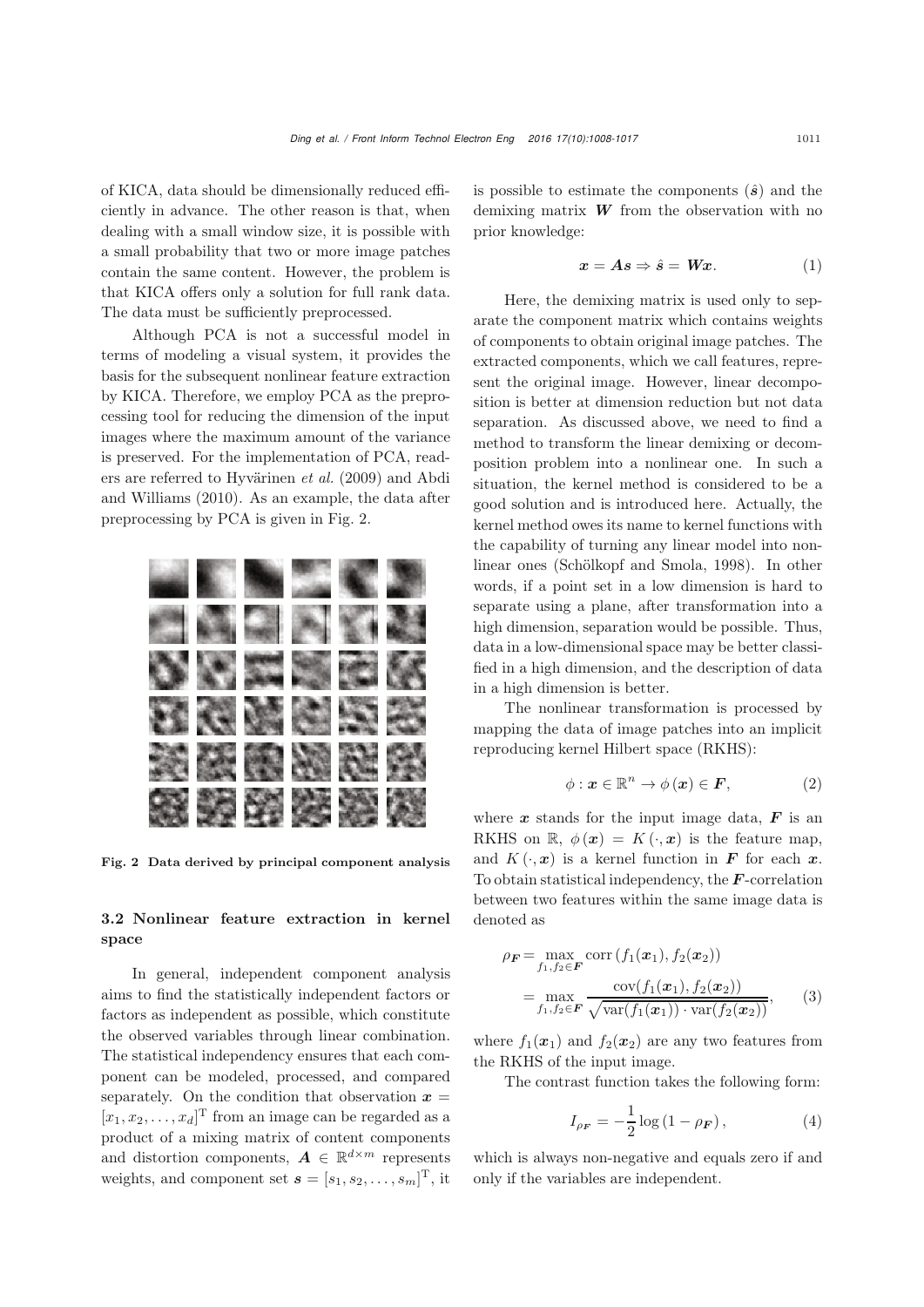of KICA, data should be dimensionally reduced efficiently in advance. The other reason is that, when dealing with a small window size, it is possible with a small probability that two or more image patches contain the same content. However, the problem is that KICA offers only a solution for full rank data. The data must be sufficiently preprocessed.

Although PCA is not a successful model in terms of modeling a visual system, it provides the basis for the subsequent nonlinear feature extraction by KICA. Therefore, we employ PCA as the preprocessing tool for reducing the dimension of the input images where the maximum amount of the variance is preserved. For the implementation of PCA, readers are referred to Hyvärinen *et al.* (2009) and Abdi and Williams (2010). As an example, the data after preprocessing by PCA is given in Fig. 2.

**Fig. 2 Data derived by principal component analysis**

### 3.2 Nonlinear feature extraction in kernel space

In general, independent component analysis aims to find the statistically independent factors or factors as independent as possible, which constitute the observed variables through linear combination. The statistical independency ensures that each component can be modeled, processed, and compared separately. On the condition that observation $\boldsymbol{x} = [x_1, x_2, \ldots, x_d]^{\mathrm{T}}$ from an image can be regarded as a product of a mixing matrix of content components and distortion components, $\boldsymbol{A} \in \mathbb{R}^{d\times m}$ represents weights, and component set $\boldsymbol{s} = [s_1, s_2, \ldots, s_m]^{\mathrm{T}}$, it is possible to estimate the components ($\hat{\boldsymbol{s}}$) and the demixing matrix $\boldsymbol{W}$ from the observation with no prior knowledge:

$$\boldsymbol{x} = \boldsymbol{A}\boldsymbol{s} \Rightarrow \hat{\boldsymbol{s}} = \boldsymbol{W}\boldsymbol{x}. \tag{1}$$

Here, the demixing matrix is used only to separate the component matrix which contains weights of components to obtain original image patches. The extracted components, which we call features, represent the original image. However, linear decomposition is better at dimension reduction but not data separation. As discussed above, we need to find a method to transform the linear demixing or decomposition problem into a nonlinear one. In such a situation, the kernel method is considered to be a good solution and is introduced here. Actually, the kernel method owes its name to kernel functions with the capability of turning any linear model into nonlinear ones (Schölkopf and Smola, 1998). In other words, if a point set in a low dimension is hard to separate using a plane, after transformation into a high dimension, separation would be possible. Thus, data in a low-dimensional space may be better classified in a high dimension, and the description of data in a high dimension is better.

The nonlinear transformation is processed by mapping the data of image patches into an implicit reproducing kernel Hilbert space (RKHS):

$$\phi : \boldsymbol{x} \in \mathbb{R}^n \to \phi(\boldsymbol{x}) \in \boldsymbol{F}, \tag{2}$$

where $\boldsymbol{x}$ stands for the input image data, $\boldsymbol{F}$ is an RKHS on $\mathbb{R}$, $\phi(\boldsymbol{x}) = K(\cdot, \boldsymbol{x})$ is the feature map, and $K(\cdot, \boldsymbol{x})$ is a kernel function in $\boldsymbol{F}$ for each $\boldsymbol{x}$. To obtain statistical independency, the $\boldsymbol{F}$-correlation between two features within the same image data is denoted as

$$\begin{aligned}\rho_{\boldsymbol{F}} &= \max_{f_1, f_2 \in \boldsymbol{F}} \operatorname{corr}(f_1(\boldsymbol{x}_1), f_2(\boldsymbol{x}_2)) \\ &= \max_{f_1, f_2 \in \boldsymbol{F}} \frac{\operatorname{cov}(f_1(\boldsymbol{x}_1), f_2(\boldsymbol{x}_2))}{\sqrt{\operatorname{var}(f_1(\boldsymbol{x}_1)) \cdot \operatorname{var}(f_2(\boldsymbol{x}_2))}},\end{aligned} \tag{3}$$

where $f_1(\boldsymbol{x}_1)$ and $f_2(\boldsymbol{x}_2)$ are any two features from the RKHS of the input image.

The contrast function takes the following form:

$$I_{\rho_{\boldsymbol{F}}} = -\frac{1}{2}\log(1 - \rho_{\boldsymbol{F}}), \tag{4}$$

which is always non-negative and equals zero if and only if the variables are independent.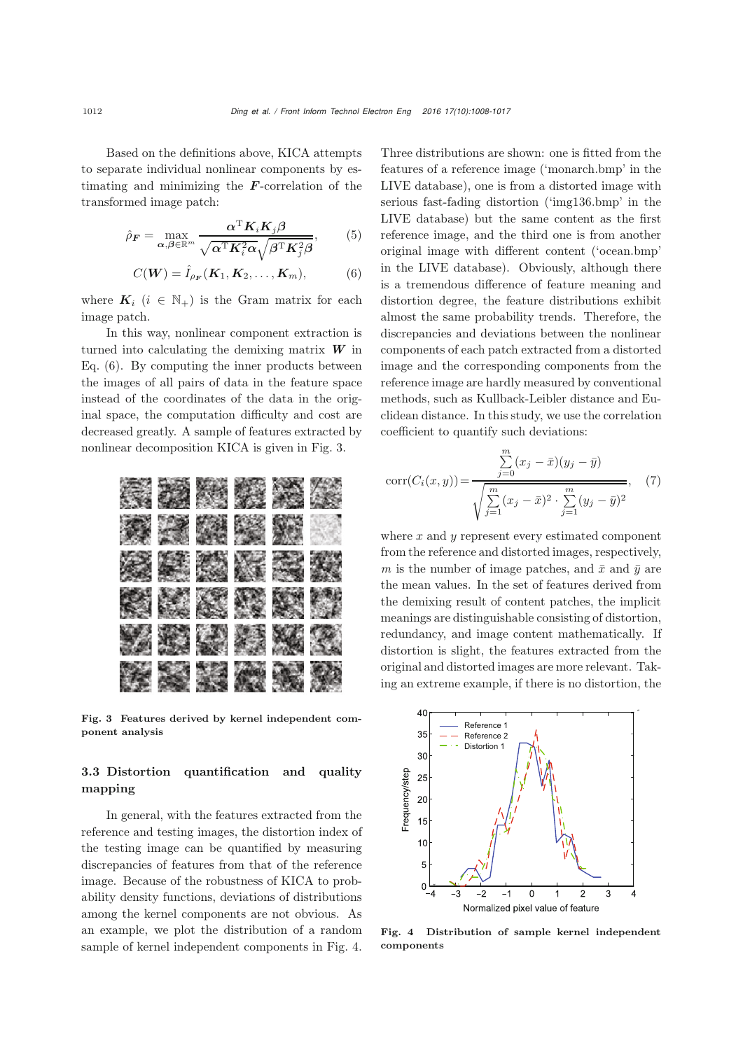Based on the definitions above, KICA attempts to separate individual nonlinear components by estimating and minimizing the $\boldsymbol{F}$-correlation of the transformed image patch:

$$\hat{\rho}_{\boldsymbol{F}} = \max_{\boldsymbol{\alpha},\boldsymbol{\beta}\in\mathbb{R}^m} \frac{\boldsymbol{\alpha}^{\mathrm{T}}\boldsymbol{K}_i\boldsymbol{K}_j\boldsymbol{\beta}}{\sqrt{\boldsymbol{\alpha}^{\mathrm{T}}\boldsymbol{K}_i^2\boldsymbol{\alpha}}\sqrt{\boldsymbol{\beta}^{\mathrm{T}}\boldsymbol{K}_j^2\boldsymbol{\beta}}}, \tag{5}$$

$$C(\boldsymbol{W}) = \hat{I}_{\rho_{\boldsymbol{F}}}(\boldsymbol{K}_1, \boldsymbol{K}_2, \ldots, \boldsymbol{K}_m), \tag{6}$$

where $\boldsymbol{K}_i$ ($i \in \mathbb{N}_+$) is the Gram matrix for each image patch.

In this way, nonlinear component extraction is turned into calculating the demixing matrix $\boldsymbol{W}$ in Eq. (6). By computing the inner products between the images of all pairs of data in the feature space instead of the coordinates of the data in the original space, the computation difficulty and cost are decreased greatly. A sample of features extracted by nonlinear decomposition KICA is given in Fig. 3.

**Fig. 3 Features derived by kernel independent component analysis**

### 3.3 Distortion quantification and quality mapping

In general, with the features extracted from the reference and testing images, the distortion index of the testing image can be quantified by measuring discrepancies of features from that of the reference image. Because of the robustness of KICA to probability density functions, deviations of distributions among the kernel components are not obvious. As an example, we plot the distribution of a random sample of kernel independent components in Fig. 4. Three distributions are shown: one is fitted from the features of a reference image ('monarch.bmp' in the LIVE database), one is from a distorted image with serious fast-fading distortion ('img136.bmp' in the LIVE database) but the same content as the first reference image, and the third one is from another original image with different content ('ocean.bmp' in the LIVE database). Obviously, although there is a tremendous difference of feature meaning and distortion degree, the feature distributions exhibit almost the same probability trends. Therefore, the discrepancies and deviations between the nonlinear components of each patch extracted from a distorted image and the corresponding components from the reference image are hardly measured by conventional methods, such as Kullback-Leibler distance and Euclidean distance. In this study, we use the correlation coefficient to quantify such deviations:

$$\mathrm{corr}(C_i(x, y)) = \frac{\sum\limits_{j=0}^{m}(x_j - \bar{x})(y_j - \bar{y})}{\sqrt{\sum\limits_{j=1}^{m}(x_j - \bar{x})^2 \cdot \sum\limits_{j=1}^{m}(y_j - \bar{y})^2}}, \tag{7}$$

where $x$ and $y$ represent every estimated component from the reference and distorted images, respectively, $m$ is the number of image patches, and $\bar{x}$ and $\bar{y}$ are the mean values. In the set of features derived from the demixing result of content patches, the implicit meanings are distinguishable consisting of distortion, redundancy, and image content mathematically. If distortion is slight, the features extracted from the original and distorted images are more relevant. Taking an extreme example, if there is no distortion, the

**Fig. 4 Distribution of sample kernel independent components**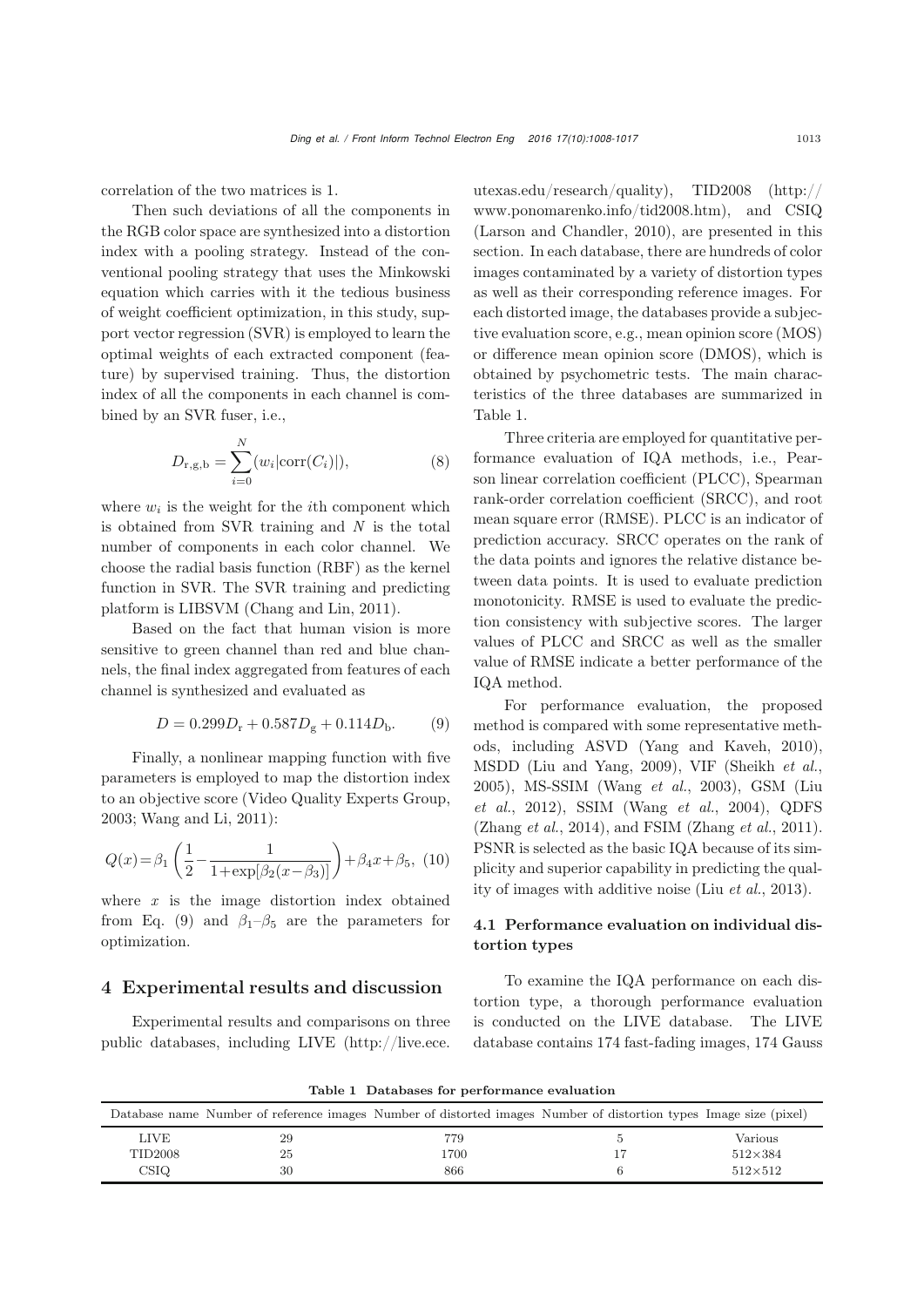correlation of the two matrices is 1.

Then such deviations of all the components in the RGB color space are synthesized into a distortion index with a pooling strategy. Instead of the conventional pooling strategy that uses the Minkowski equation which carries with it the tedious business of weight coefficient optimization, in this study, support vector regression (SVR) is employed to learn the optimal weights of each extracted component (feature) by supervised training. Thus, the distortion index of all the components in each channel is combined by an SVR fuser, i.e.,

$$D_{\mathrm{r,g,b}} = \sum_{i=0}^{N} (w_i |\mathrm{corr}(C_i)|), \tag{8}$$

where $w_i$ is the weight for the $i$th component which is obtained from SVR training and $N$ is the total number of components in each color channel. We choose the radial basis function (RBF) as the kernel function in SVR. The SVR training and predicting platform is LIBSVM (Chang and Lin, 2011).

Based on the fact that human vision is more sensitive to green channel than red and blue channels, the final index aggregated from features of each channel is synthesized and evaluated as

$$D = 0.299 D_{\mathrm{r}} + 0.587 D_{\mathrm{g}} + 0.114 D_{\mathrm{b}}. \tag{9}$$

Finally, a nonlinear mapping function with five parameters is employed to map the distortion index to an objective score (Video Quality Experts Group, 2003; Wang and Li, 2011):

$$Q(x) = \beta_1 \left( \frac{1}{2} - \frac{1}{1 + \exp[\beta_2 (x - \beta_3)]} \right) + \beta_4 x + \beta_5, \tag{10}$$

where $x$ is the image distortion index obtained from Eq. (9) and $\beta_1$–$\beta_5$ are the parameters for optimization.

## 4 Experimental results and discussion

Experimental results and comparisons on three public databases, including LIVE (http://live.ece.utexas.edu/research/quality), TID2008 (http://www.ponomarenko.info/tid2008.htm), and CSIQ (Larson and Chandler, 2010), are presented in this section. In each database, there are hundreds of color images contaminated by a variety of distortion types as well as their corresponding reference images. For each distorted image, the databases provide a subjective evaluation score, e.g., mean opinion score (MOS) or difference mean opinion score (DMOS), which is obtained by psychometric tests. The main characteristics of the three databases are summarized in Table 1.

Three criteria are employed for quantitative performance evaluation of IQA methods, i.e., Pearson linear correlation coefficient (PLCC), Spearman rank-order correlation coefficient (SRCC), and root mean square error (RMSE). PLCC is an indicator of prediction accuracy. SRCC operates on the rank of the data points and ignores the relative distance between data points. It is used to evaluate prediction monotonicity. RMSE is used to evaluate the prediction consistency with subjective scores. The larger values of PLCC and SRCC as well as the smaller value of RMSE indicate a better performance of the IQA method.

For performance evaluation, the proposed method is compared with some representative methods, including ASVD (Yang and Kaveh, 2010), MSDD (Liu and Yang, 2009), VIF (Sheikh *et al.*, 2005), MS-SSIM (Wang *et al.*, 2003), GSM (Liu *et al.*, 2012), SSIM (Wang *et al.*, 2004), QDFS (Zhang *et al.*, 2014), and FSIM (Zhang *et al.*, 2011). PSNR is selected as the basic IQA because of its simplicity and superior capability in predicting the quality of images with additive noise (Liu *et al.*, 2013).

### 4.1 Performance evaluation on individual distortion types

To examine the IQA performance on each distortion type, a thorough performance evaluation is conducted on the LIVE database. The LIVE database contains 174 fast-fading images, 174 Gauss

**Table 1 Databases for performance evaluation**

| Database name | Number of reference images | Number of distorted images | Number of distortion types | Image size (pixel) |
|---|---|---|---|---|
| LIVE | 29 | 779 | 5 | Various |
| TID2008 | 25 | 1700 | 17 | 512×384 |
| CSIQ | 30 | 866 | 6 | 512×512 |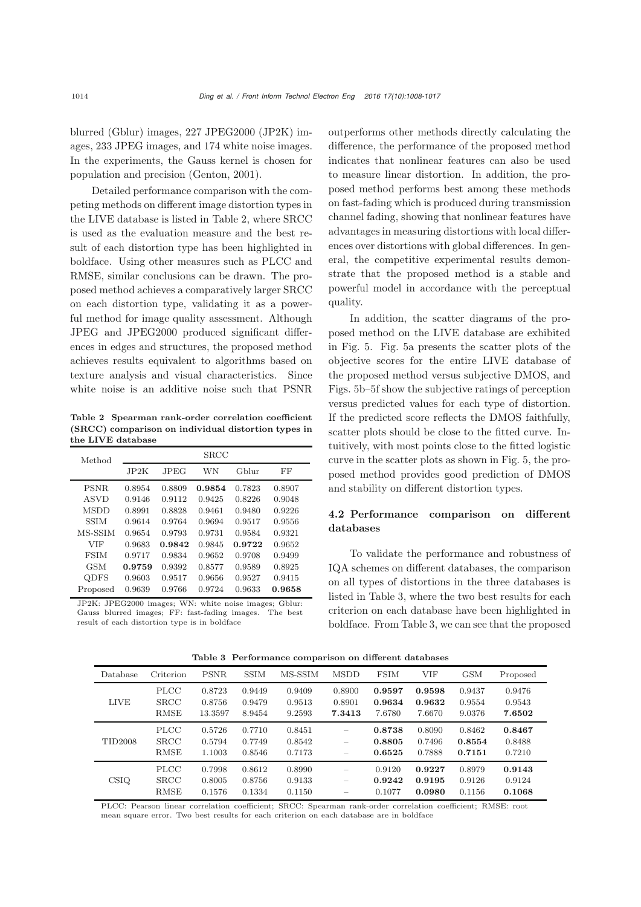blurred (Gblur) images, 227 JPEG2000 (JP2K) images, 233 JPEG images, and 174 white noise images. In the experiments, the Gauss kernel is chosen for population and precision (Genton, 2001).

Detailed performance comparison with the competing methods on different image distortion types in the LIVE database is listed in Table 2, where SRCC is used as the evaluation measure and the best result of each distortion type has been highlighted in boldface. Using other measures such as PLCC and RMSE, similar conclusions can be drawn. The proposed method achieves a comparatively larger SRCC on each distortion type, validating it as a powerful method for image quality assessment. Although JPEG and JPEG2000 produced significant differences in edges and structures, the proposed method achieves results equivalent to algorithms based on texture analysis and visual characteristics. Since white noise is an additive noise such that PSNR outperforms other methods directly calculating the difference, the performance of the proposed method indicates that nonlinear features can also be used to measure linear distortion. In addition, the proposed method performs best among these methods on fast-fading which is produced during transmission channel fading, showing that nonlinear features have advantages in measuring distortions with local differences over distortions with global differences. In general, the competitive experimental results demonstrate that the proposed method is a stable and powerful model in accordance with the perceptual quality.

**Table 2 Spearman rank-order correlation coefficient (SRCC) comparison on individual distortion types in the LIVE database**

| Method | SRCC | | | | |
|---|---|---|---|---|---|
| | JP2K | JPEG | WN | Gblur | FF |
| PSNR | 0.8954 | 0.8809 | **0.9854** | 0.7823 | 0.8907 |
| ASVD | 0.9146 | 0.9112 | 0.9425 | 0.8226 | 0.9048 |
| MSDD | 0.8991 | 0.8828 | 0.9461 | 0.9480 | 0.9226 |
| SSIM | 0.9614 | 0.9764 | 0.9694 | 0.9517 | 0.9556 |
| MS-SSIM | 0.9654 | 0.9793 | 0.9731 | 0.9584 | 0.9321 |
| VIF | 0.9683 | **0.9842** | 0.9845 | **0.9722** | 0.9652 |
| FSIM | 0.9717 | 0.9834 | 0.9652 | 0.9708 | 0.9499 |
| GSM | **0.9759** | 0.9392 | 0.8577 | 0.9589 | 0.8925 |
| QDFS | 0.9603 | 0.9517 | 0.9656 | 0.9527 | 0.9415 |
| Proposed | 0.9639 | 0.9766 | 0.9724 | 0.9633 | **0.9658** |

JP2K: JPEG2000 images; WN: white noise images; Gblur: Gauss blurred images; FF: fast-fading images. The best result of each distortion type is in boldface

In addition, the scatter diagrams of the proposed method on the LIVE database are exhibited in Fig. 5. Fig. 5a presents the scatter plots of the objective scores for the entire LIVE database of the proposed method versus subjective DMOS, and Figs. 5b–5f show the subjective ratings of perception versus predicted values for each type of distortion. If the predicted score reflects the DMOS faithfully, scatter plots should be close to the fitted curve. Intuitively, with most points close to the fitted logistic curve in the scatter plots as shown in Fig. 5, the proposed method provides good prediction of DMOS and stability on different distortion types.

### 4.2 Performance comparison on different databases

To validate the performance and robustness of IQA schemes on different databases, the comparison on all types of distortions in the three databases is listed in Table 3, where the two best results for each criterion on each database have been highlighted in boldface. From Table 3, we can see that the proposed

**Table 3 Performance comparison on different databases**

| Database | Criterion | PSNR | SSIM | MS-SSIM | MSDD | FSIM | VIF | GSM | Proposed |
|---|---|---|---|---|---|---|---|---|---|
| LIVE | PLCC | 0.8723 | 0.9449 | 0.9409 | 0.8900 | **0.9597** | **0.9598** | 0.9437 | 0.9476 |
| | SRCC | 0.8756 | 0.9479 | 0.9513 | 0.8901 | **0.9634** | **0.9632** | 0.9554 | 0.9543 |
| | RMSE | 13.3597 | 8.9454 | 9.2593 | **7.3413** | 7.6780 | 7.6670 | 9.0376 | **7.6502** |
| TID2008 | PLCC | 0.5726 | 0.7710 | 0.8451 | – | **0.8738** | 0.8090 | 0.8462 | **0.8467** |
| | SRCC | 0.5794 | 0.7749 | 0.8542 | – | **0.8805** | 0.7496 | **0.8554** | 0.8488 |
| | RMSE | 1.1003 | 0.8546 | 0.7173 | – | **0.6525** | 0.7888 | **0.7151** | 0.7210 |
| CSIQ | PLCC | 0.7998 | 0.8612 | 0.8990 | – | 0.9120 | **0.9227** | 0.8979 | **0.9143** |
| | SRCC | 0.8005 | 0.8756 | 0.9133 | – | **0.9242** | **0.9195** | 0.9126 | 0.9124 |
| | RMSE | 0.1576 | 0.1334 | 0.1150 | – | 0.1077 | **0.0980** | 0.1156 | **0.1068** |

PLCC: Pearson linear correlation coefficient; SRCC: Spearman rank-order correlation coefficient; RMSE: root mean square error. Two best results for each criterion on each database are in boldface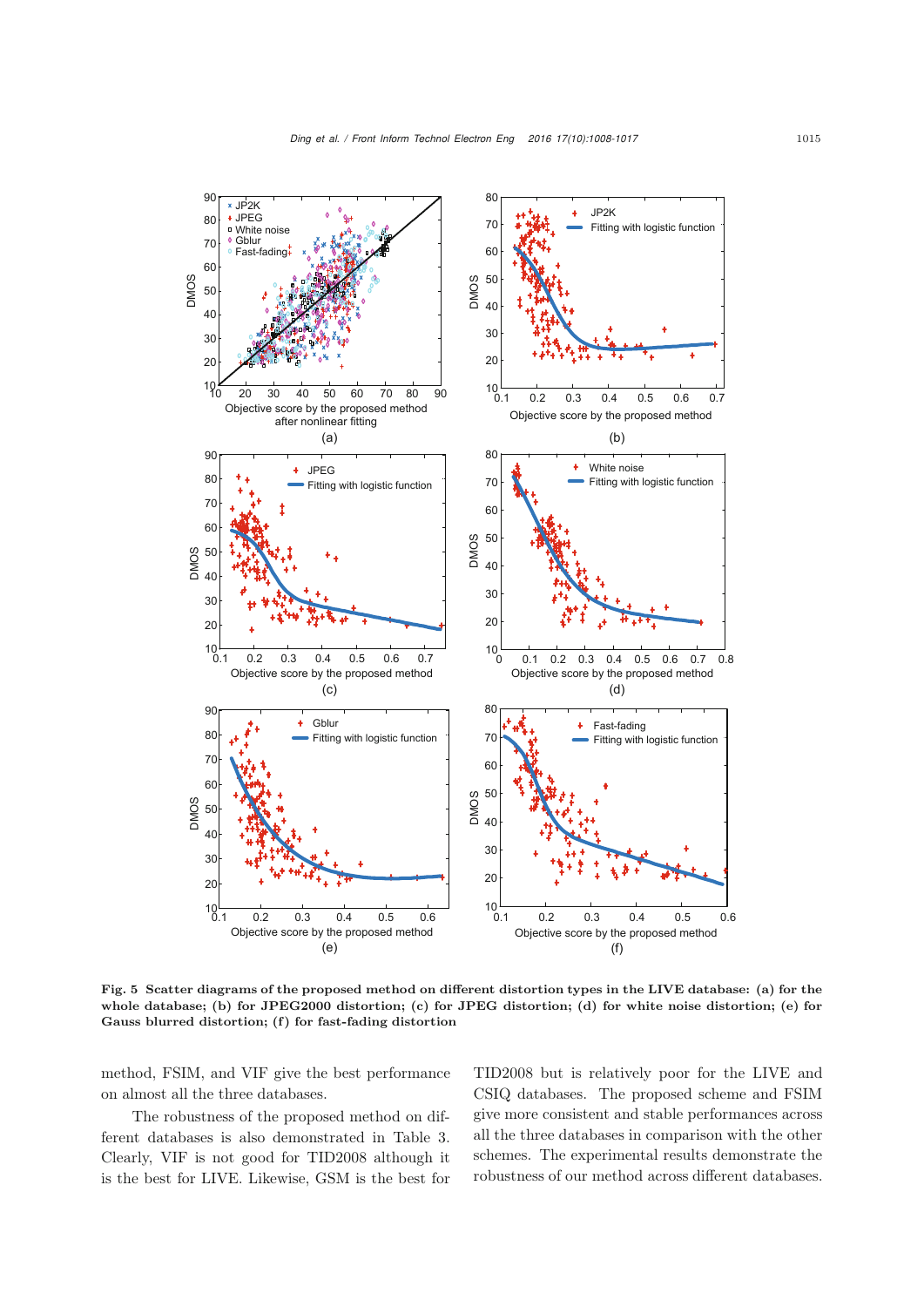**Fig. 5 Scatter diagrams of the proposed method on different distortion types in the LIVE database: (a) for the whole database; (b) for JPEG2000 distortion; (c) for JPEG distortion; (d) for white noise distortion; (e) for Gauss blurred distortion; (f) for fast-fading distortion**

method, FSIM, and VIF give the best performance on almost all the three databases.

The robustness of the proposed method on different databases is also demonstrated in Table 3. Clearly, VIF is not good for TID2008 although it is the best for LIVE. Likewise, GSM is the best for TID2008 but is relatively poor for the LIVE and CSIQ databases. The proposed scheme and FSIM give more consistent and stable performances across all the three databases in comparison with the other schemes. The experimental results demonstrate the robustness of our method across different databases.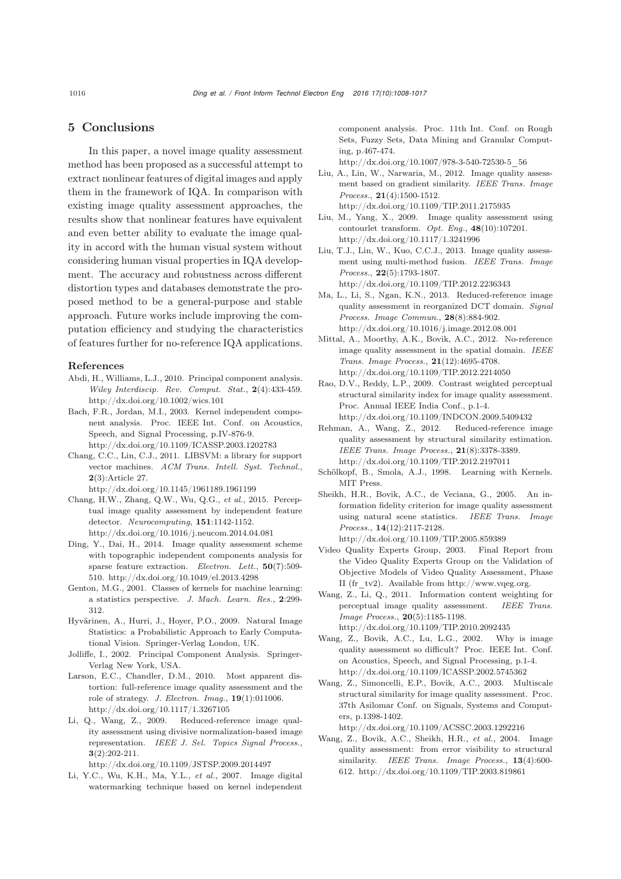## 5 Conclusions

In this paper, a novel image quality assessment method has been proposed as a successful attempt to extract nonlinear features of digital images and apply them in the framework of IQA. In comparison with existing image quality assessment approaches, the results show that nonlinear features have equivalent and even better ability to evaluate the image quality in accord with the human visual system without considering human visual properties in IQA development. The accuracy and robustness across different distortion types and databases demonstrate the proposed method to be a general-purpose and stable approach. Future works include improving the computation efficiency and studying the characteristics of features further for no-reference IQA applications.

### References

Abdi, H., Williams, L.J., 2010. Principal component analysis. *Wiley Interdiscip. Rev. Comput. Stat.*, **2**(4):433-459. http://dx.doi.org/10.1002/wics.101

Bach, F.R., Jordan, M.I., 2003. Kernel independent component analysis. Proc. IEEE Int. Conf. on Acoustics, Speech, and Signal Processing, p.IV-876-9. http://dx.doi.org/10.1109/ICASSP.2003.1202783

Chang, C.C., Lin, C.J., 2011. LIBSVM: a library for support vector machines. *ACM Trans. Intell. Syst. Technol.*, **2**(3):Article 27. http://dx.doi.org/10.1145/1961189.1961199

Chang, H.W., Zhang, Q.W., Wu, Q.G., *et al.*, 2015. Perceptual image quality assessment by independent feature detector. *Neurocomputing*, **151**:1142-1152. http://dx.doi.org/10.1016/j.neucom.2014.04.081

Ding, Y., Dai, H., 2014. Image quality assessment scheme with topographic independent components analysis for sparse feature extraction. *Electron. Lett.*, **50**(7):509-510. http://dx.doi.org/10.1049/el.2013.4298

Genton, M.G., 2001. Classes of kernels for machine learning: a statistics perspective. *J. Mach. Learn. Res.*, **2**:299-312.

Hyvärinen, A., Hurri, J., Hoyer, P.O., 2009. Natural Image Statistics: a Probabilistic Approach to Early Computational Vision. Springer-Verlag London, UK.

Jolliffe, I., 2002. Principal Component Analysis. Springer-Verlag New York, USA.

Larson, E.C., Chandler, D.M., 2010. Most apparent distortion: full-reference image quality assessment and the role of strategy. *J. Electron. Imag.*, **19**(1):011006. http://dx.doi.org/10.1117/1.3267105

Li, Q., Wang, Z., 2009. Reduced-reference image quality assessment using divisive normalization-based image representation. *IEEE J. Sel. Topics Signal Process.*, **3**(2):202-211. http://dx.doi.org/10.1109/JSTSP.2009.2014497

Li, Y.C., Wu, K.H., Ma, Y.L., *et al.*, 2007. Image digital watermarking technique based on kernel independent component analysis. Proc. 11th Int. Conf. on Rough Sets, Fuzzy Sets, Data Mining and Granular Computing, p.467-474. http://dx.doi.org/10.1007/978-3-540-72530-5_56

Liu, A., Lin, W., Narwaria, M., 2012. Image quality assessment based on gradient similarity. *IEEE Trans. Image Process.*, **21**(4):1500-1512. http://dx.doi.org/10.1109/TIP.2011.2175935

Liu, M., Yang, X., 2009. Image quality assessment using contourlet transform. *Opt. Eng.*, **48**(10):107201. http://dx.doi.org/10.1117/1.3241996

Liu, T.J., Lin, W., Kuo, C.C.J., 2013. Image quality assessment using multi-method fusion. *IEEE Trans. Image Process.*, **22**(5):1793-1807. http://dx.doi.org/10.1109/TIP.2012.2236343

Ma, L., Li, S., Ngan, K.N., 2013. Reduced-reference image quality assessment in reorganized DCT domain. *Signal Process. Image Commun.*, **28**(8):884-902. http://dx.doi.org/10.1016/j.image.2012.08.001

Mittal, A., Moorthy, A.K., Bovik, A.C., 2012. No-reference image quality assessment in the spatial domain. *IEEE Trans. Image Process.*, **21**(12):4695-4708. http://dx.doi.org/10.1109/TIP.2012.2214050

Rao, D.V., Reddy, L.P., 2009. Contrast weighted perceptual structural similarity index for image quality assessment. Proc. Annual IEEE India Conf., p.1-4. http://dx.doi.org/10.1109/INDCON.2009.5409432

Rehman, A., Wang, Z., 2012. Reduced-reference image quality assessment by structural similarity estimation. *IEEE Trans. Image Process.*, **21**(8):3378-3389. http://dx.doi.org/10.1109/TIP.2012.2197011

Schölkopf, B., Smola, A.J., 1998. Learning with Kernels. MIT Press.

Sheikh, H.R., Bovik, A.C., de Veciana, G., 2005. An information fidelity criterion for image quality assessment using natural scene statistics. *IEEE Trans. Image Process.*, **14**(12):2117-2128. http://dx.doi.org/10.1109/TIP.2005.859389

Video Quality Experts Group, 2003. Final Report from the Video Quality Experts Group on the Validation of Objective Models of Video Quality Assessment, Phase II (fr_tv2). Available from http://www.vqeg.org.

Wang, Z., Li, Q., 2011. Information content weighting for perceptual image quality assessment. *IEEE Trans. Image Process.*, **20**(5):1185-1198. http://dx.doi.org/10.1109/TIP.2010.2092435

Wang, Z., Bovik, A.C., Lu, L.G., 2002. Why is image quality assessment so difficult? Proc. IEEE Int. Conf. on Acoustics, Speech, and Signal Processing, p.1-4. http://dx.doi.org/10.1109/ICASSP.2002.5745362

Wang, Z., Simoncelli, E.P., Bovik, A.C., 2003. Multiscale structural similarity for image quality assessment. Proc. 37th Asilomar Conf. on Signals, Systems and Computers, p.1398-1402. http://dx.doi.org/10.1109/ACSSC.2003.1292216

Wang, Z., Bovik, A.C., Sheikh, H.R., *et al.*, 2004. Image quality assessment: from error visibility to structural similarity. *IEEE Trans. Image Process.*, **13**(4):600-612. http://dx.doi.org/10.1109/TIP.2003.819861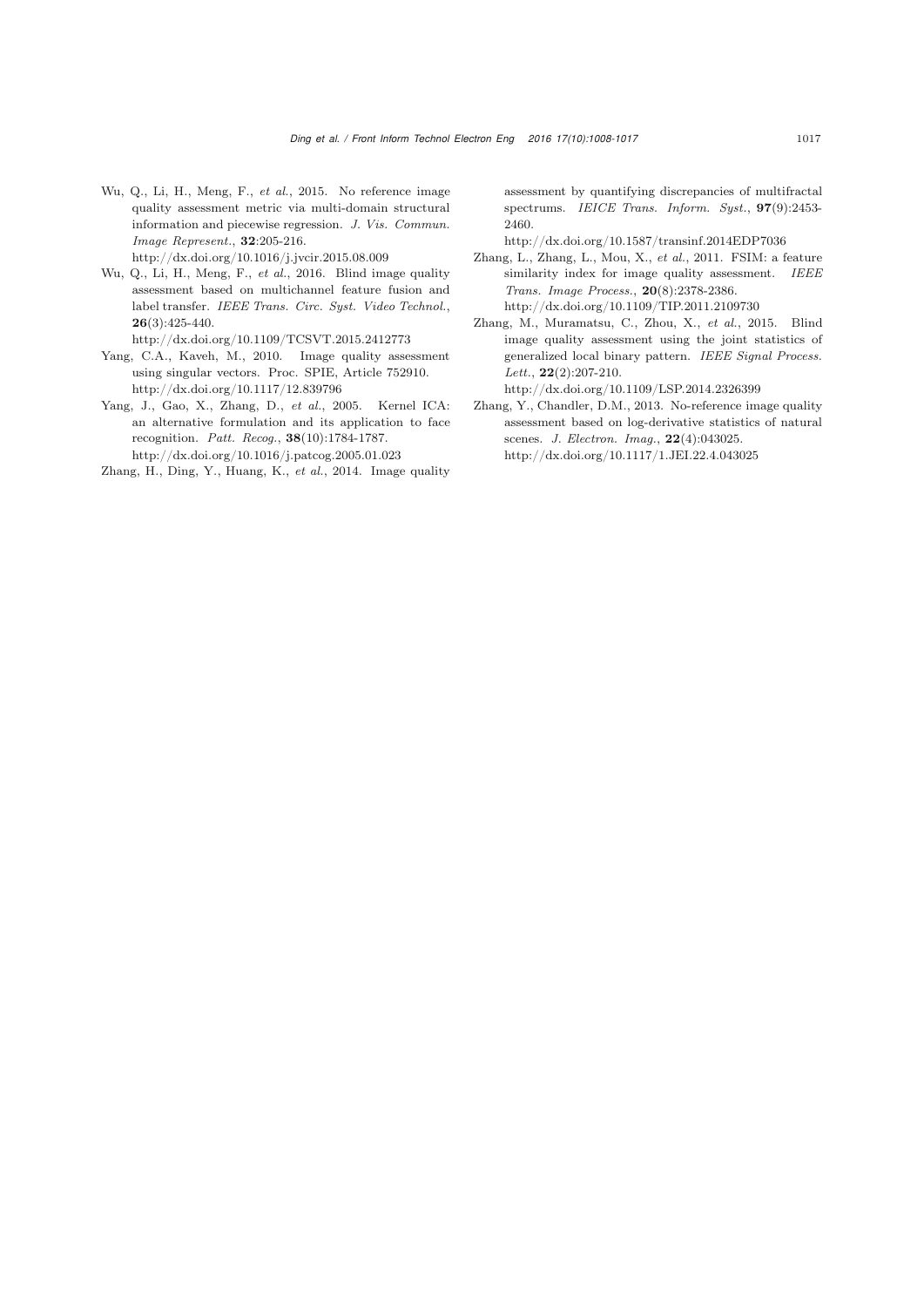Wu, Q., Li, H., Meng, F., *et al.*, 2015. No reference image quality assessment metric via multi-domain structural information and piecewise regression. *J. Vis. Commun. Image Represent.*, **32**:205-216. http://dx.doi.org/10.1016/j.jvcir.2015.08.009

Wu, Q., Li, H., Meng, F., *et al.*, 2016. Blind image quality assessment based on multichannel feature fusion and label transfer. *IEEE Trans. Circ. Syst. Video Technol.*, **26**(3):425-440. http://dx.doi.org/10.1109/TCSVT.2015.2412773

Yang, C.A., Kaveh, M., 2010. Image quality assessment using singular vectors. Proc. SPIE, Article 752910. http://dx.doi.org/10.1117/12.839796

Yang, J., Gao, X., Zhang, D., *et al.*, 2005. Kernel ICA: an alternative formulation and its application to face recognition. *Patt. Recog.*, **38**(10):1784-1787. http://dx.doi.org/10.1016/j.patcog.2005.01.023

Zhang, H., Ding, Y., Huang, K., *et al.*, 2014. Image quality assessment by quantifying discrepancies of multifractal spectrums. *IEICE Trans. Inform. Syst.*, **97**(9):2453-2460. http://dx.doi.org/10.1587/transinf.2014EDP7036

Zhang, L., Zhang, L., Mou, X., *et al.*, 2011. FSIM: a feature similarity index for image quality assessment. *IEEE Trans. Image Process.*, **20**(8):2378-2386. http://dx.doi.org/10.1109/TIP.2011.2109730

Zhang, M., Muramatsu, C., Zhou, X., *et al.*, 2015. Blind image quality assessment using the joint statistics of generalized local binary pattern. *IEEE Signal Process. Lett.*, **22**(2):207-210. http://dx.doi.org/10.1109/LSP.2014.2326399

Zhang, Y., Chandler, D.M., 2013. No-reference image quality assessment based on log-derivative statistics of natural scenes. *J. Electron. Imag.*, **22**(4):043025. http://dx.doi.org/10.1117/1.JEI.22.4.043025